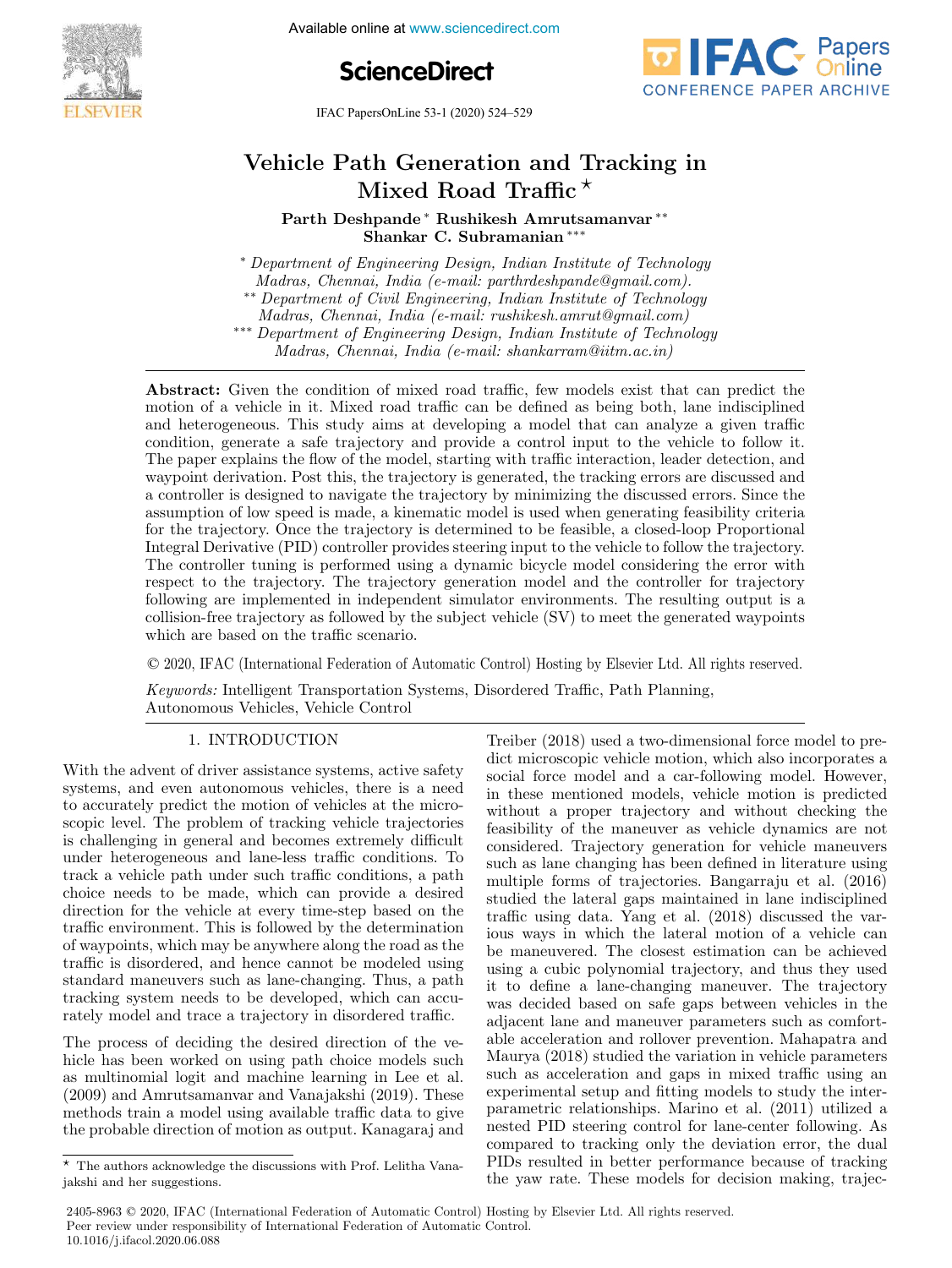# Vehicle Path Generation and Tracking in Mixed Road Traffic ⋆

**Parth Deshpande** [*] **Rushikesh Amrutsamanvar** [**] **Shankar C. Subramanian** [***]

[*] *Department of Engineering Design, Indian Institute of Technology Madras, Chennai, India (e-mail: parthrdeshpande@gmail.com).*
[**] *Department of Civil Engineering, Indian Institute of Technology Madras, Chennai, India (e-mail: rushikesh.amrut@gmail.com)*
[***] *Department of Engineering Design, Indian Institute of Technology Madras, Chennai, India (e-mail: shankarram@iitm.ac.in)*

---

**Abstract:** Given the condition of mixed road traffic, few models exist that can predict the motion of a vehicle in it. Mixed road traffic can be defined as being both, lane indisciplined and heterogeneous. This study aims at developing a model that can analyze a given traffic condition, generate a safe trajectory and provide a control input to the vehicle to follow it. The paper explains the flow of the model, starting with traffic interaction, leader detection, and waypoint derivation. Post this, the trajectory is generated, the tracking errors are discussed and a controller is designed to navigate the trajectory by minimizing the discussed errors. Since the assumption of low speed is made, a kinematic model is used when generating feasibility criteria for the trajectory. Once the trajectory is determined to be feasible, a closed-loop Proportional Integral Derivative (PID) controller provides steering input to the vehicle to follow the trajectory. The controller tuning is performed using a dynamic bicycle model considering the error with respect to the trajectory. The trajectory generation model and the controller for trajectory following are implemented in independent simulator environments. The resulting output is a collision-free trajectory as followed by the subject vehicle (SV) to meet the generated waypoints which are based on the traffic scenario.

© 2020, IFAC (International Federation of Automatic Control) Hosting by Elsevier Ltd. All rights reserved.

*Keywords:* Intelligent Transportation Systems, Disordered Traffic, Path Planning, Autonomous Vehicles, Vehicle Control

---

## 1. INTRODUCTION

With the advent of driver assistance systems, active safety systems, and even autonomous vehicles, there is a need to accurately predict the motion of vehicles at the microscopic level. The problem of tracking vehicle trajectories is challenging in general and becomes extremely difficult under heterogeneous and lane-less traffic conditions. To track a vehicle path under such traffic conditions, a path choice needs to be made, which can provide a desired direction for the vehicle at every time-step based on the traffic environment. This is followed by the determination of waypoints, which may be anywhere along the road as the traffic is disordered, and hence cannot be modeled using standard maneuvers such as lane-changing. Thus, a path tracking system needs to be developed, which can accurately model and trace a trajectory in disordered traffic.

The process of deciding the desired direction of the vehicle has been worked on using path choice models such as multinomial logit and machine learning in Lee et al. (2009) and Amrutsamanvar and Vanajakshi (2019). These methods train a model using available traffic data to give the probable direction of motion as output. Kanagaraj and Treiber (2018) used a two-dimensional force model to predict microscopic vehicle motion, which also incorporates a social force model and a car-following model. However, in these mentioned models, vehicle motion is predicted without a proper trajectory and without checking the feasibility of the maneuver as vehicle dynamics are not considered. Trajectory generation for vehicle maneuvers such as lane changing has been defined in literature using multiple forms of trajectories. Bangarraju et al. (2016) studied the lateral gaps maintained in lane indisciplined traffic using data. Yang et al. (2018) discussed the various ways in which the lateral motion of a vehicle can be maneuvered. The closest estimation can be achieved using a cubic polynomial trajectory, and thus they used it to define a lane-changing maneuver. The trajectory was decided based on safe gaps between vehicles in the adjacent lane and maneuver parameters such as comfortable acceleration and rollover prevention. Mahapatra and Maurya (2018) studied the variation in vehicle parameters such as acceleration and gaps in mixed traffic using an experimental setup and fitting models to study the inter-parametric relationships. Marino et al. (2011) utilized a nested PID steering control for lane-center following. As compared to tracking only the deviation error, the dual PIDs resulted in better performance because of tracking the yaw rate. These models for decision making, trajec-

---

⋆ The authors acknowledge the discussions with Prof. Lelitha Vanajakshi and her suggestions.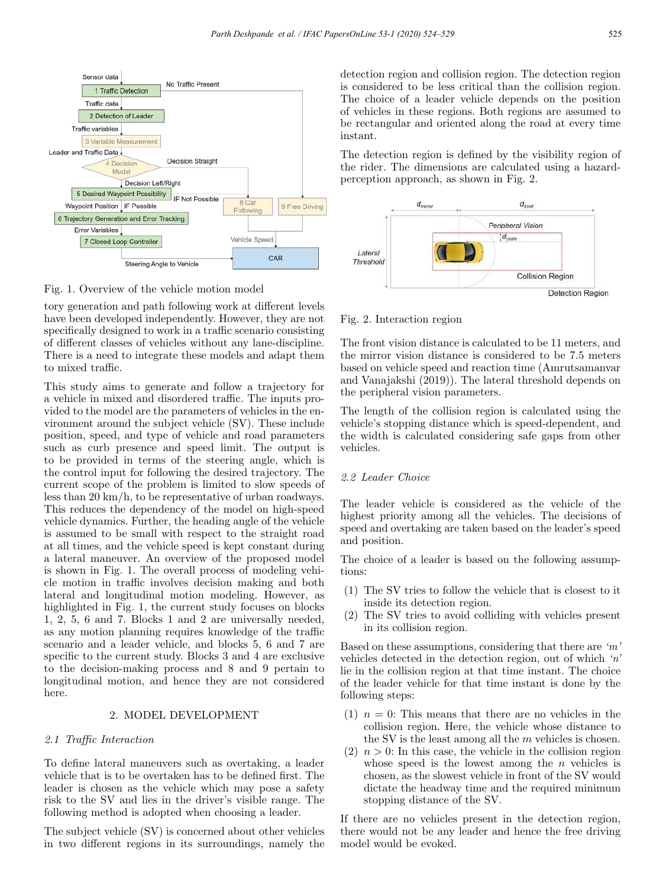Fig. 1. Overview of the vehicle motion model

tory generation and path following work at different levels have been developed independently. However, they are not specifically designed to work in a traffic scenario consisting of different classes of vehicles without any lane-discipline. There is a need to integrate these models and adapt them to mixed traffic.

This study aims to generate and follow a trajectory for a vehicle in mixed and disordered traffic. The inputs provided to the model are the parameters of vehicles in the environment around the subject vehicle (SV). These include position, speed, and type of vehicle and road parameters such as curb presence and speed limit. The output is to be provided in terms of the steering angle, which is the control input for following the desired trajectory. The current scope of the problem is limited to slow speeds of less than 20 km/h, to be representative of urban roadways. This reduces the dependency of the model on high-speed vehicle dynamics. Further, the heading angle of the vehicle is assumed to be small with respect to the straight road at all times, and the vehicle speed is kept constant during a lateral maneuver. An overview of the proposed model is shown in Fig. 1. The overall process of modeling vehicle motion in traffic involves decision making and both lateral and longitudinal motion modeling. However, as highlighted in Fig. 1, the current study focuses on blocks 1, 2, 5, 6 and 7. Blocks 1 and 2 are universally needed, as any motion planning requires knowledge of the traffic scenario and a leader vehicle, and blocks 5, 6 and 7 are specific to the current study. Blocks 3 and 4 are exclusive to the decision-making process and 8 and 9 pertain to longitudinal motion, and hence they are not considered here.

## 2. MODEL DEVELOPMENT

### *2.1 Traffic Interaction*

To define lateral maneuvers such as overtaking, a leader vehicle that is to be overtaken has to be defined first. The leader is chosen as the vehicle which may pose a safety risk to the SV and lies in the driver's visible range. The following method is adopted when choosing a leader.

The subject vehicle (SV) is concerned about other vehicles in two different regions in its surroundings, namely the detection region and collision region. The detection region is considered to be less critical than the collision region. The choice of a leader vehicle depends on the position of vehicles in these regions. Both regions are assumed to be rectangular and oriented along the road at every time instant.

The detection region is defined by the visibility region of the rider. The dimensions are calculated using a hazard-perception approach, as shown in Fig. 2.

Fig. 2. Interaction region

The front vision distance is calculated to be 11 meters, and the mirror vision distance is considered to be 7.5 meters based on vehicle speed and reaction time (Amrutsamanvar and Vanajakshi (2019)). The lateral threshold depends on the peripheral vision parameters.

The length of the collision region is calculated using the vehicle's stopping distance which is speed-dependent, and the width is calculated considering safe gaps from other vehicles.

### *2.2 Leader Choice*

The leader vehicle is considered as the vehicle of the highest priority among all the vehicles. The decisions of speed and overtaking are taken based on the leader's speed and position.

The choice of a leader is based on the following assumptions:

(1) The SV tries to follow the vehicle that is closest to it inside its detection region.
(2) The SV tries to avoid colliding with vehicles present in its collision region.

Based on these assumptions, considering that there are *'m'* vehicles detected in the detection region, out of which *'n'* lie in the collision region at that time instant. The choice of the leader vehicle for that time instant is done by the following steps:

(1) $n = 0$: This means that there are no vehicles in the collision region. Here, the vehicle whose distance to the SV is the least among all the $m$ vehicles is chosen.
(2) $n > 0$: In this case, the vehicle in the collision region whose speed is the lowest among the $n$ vehicles is chosen, as the slowest vehicle in front of the SV would dictate the headway time and the required minimum stopping distance of the SV.

If there are no vehicles present in the detection region, there would not be any leader and hence the free driving model would be evoked.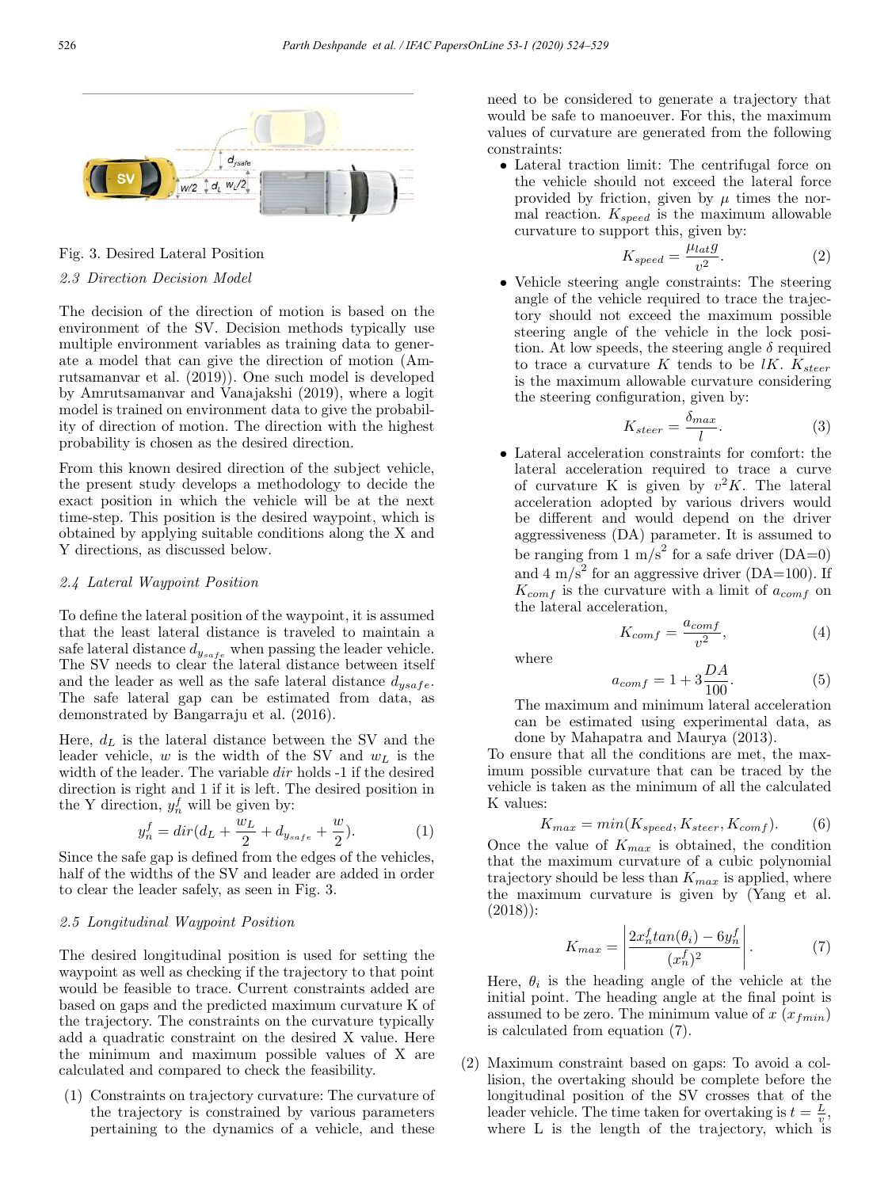Fig. 3. Desired Lateral Position

### 2.3 Direction Decision Model

The decision of the direction of motion is based on the environment of the SV. Decision methods typically use multiple environment variables as training data to generate a model that can give the direction of motion (Amrutsamanvar et al. (2019)). One such model is developed by Amrutsamanvar and Vanajakshi (2019), where a logit model is trained on environment data to give the probability of direction of motion. The direction with the highest probability is chosen as the desired direction.

From this known desired direction of the subject vehicle, the present study develops a methodology to decide the exact position in which the vehicle will be at the next time-step. This position is the desired waypoint, which is obtained by applying suitable conditions along the X and Y directions, as discussed below.

### 2.4 Lateral Waypoint Position

To define the lateral position of the waypoint, it is assumed that the least lateral distance is traveled to maintain a safe lateral distance $d_{y_{safe}}$ when passing the leader vehicle. The SV needs to clear the lateral distance between itself and the leader as well as the safe lateral distance $d_{ysafe}$. The safe lateral gap can be estimated from data, as demonstrated by Bangarraju et al. (2016).

Here, $d_L$ is the lateral distance between the SV and the leader vehicle. $w$ is the width of the SV and $w_L$ is the width of the leader. The variable $dir$ holds -1 if the desired direction is right and 1 if it is left. The desired position in the Y direction, $y_n^f$ will be given by:

$$y_n^f = dir(d_L + \frac{w_L}{2} + d_{y_{safe}} + \frac{w}{2}). \tag{1}$$

Since the safe gap is defined from the edges of the vehicles, half of the widths of the SV and leader are added in order to clear the leader safely, as seen in Fig. 3.

### 2.5 Longitudinal Waypoint Position

The desired longitudinal position is used for setting the waypoint as well as checking if the trajectory to that point would be feasible to trace. Current constraints added are based on gaps and the predicted maximum curvature K of the trajectory. The constraints on the curvature typically add a quadratic constraint on the desired X value. Here the minimum and maximum possible values of X are calculated and compared to check the feasibility.

(1) Constraints on trajectory curvature: The curvature of the trajectory is constrained by various parameters pertaining to the dynamics of a vehicle, and these need to be considered to generate a trajectory that would be safe to manoeuver. For this, the maximum values of curvature are generated from the following constraints:

- Lateral traction limit: The centrifugal force on the vehicle should not exceed the lateral force provided by friction, given by $\mu$ times the normal reaction. $K_{speed}$ is the maximum allowable curvature to support this, given by:

$$K_{speed} = \frac{\mu_{lat} g}{v^2}. \tag{2}$$

- Vehicle steering angle constraints: The steering angle of the vehicle required to trace the trajectory should not exceed the maximum possible steering angle of the vehicle in the lock position. At low speeds, the steering angle $\delta$ required to trace a curvature $K$ tends to be $lK$. $K_{steer}$ is the maximum allowable curvature considering the steering configuration, given by:

$$K_{steer} = \frac{\delta_{max}}{l}. \tag{3}$$

- Lateral acceleration constraints for comfort: the lateral acceleration required to trace a curve of curvature K is given by $v^2 K$. The lateral acceleration adopted by various drivers would be different and would depend on the driver aggressiveness (DA) parameter. It is assumed to be ranging from 1 m/s$^2$ for a safe driver (DA=0) and 4 m/s$^2$ for an aggressive driver (DA=100). If $K_{comf}$ is the curvature with a limit of $a_{comf}$ on the lateral acceleration,

$$K_{comf} = \frac{a_{comf}}{v^2}, \tag{4}$$

where

$$a_{comf} = 1 + 3\frac{DA}{100}. \tag{5}$$

The maximum and minimum lateral acceleration can be estimated using experimental data, as done by Mahapatra and Maurya (2013).

To ensure that all the conditions are met, the maximum possible curvature that can be traced by the vehicle is taken as the minimum of all the calculated K values:

$$K_{max} = min(K_{speed}, K_{steer}, K_{comf}). \tag{6}$$

Once the value of $K_{max}$ is obtained, the condition that the maximum curvature of a cubic polynomial trajectory should be less than $K_{max}$ is applied, where the maximum curvature is given by (Yang et al. (2018)):

$$K_{max} = \left| \frac{2x_n^f tan(\theta_i) - 6y_n^f}{(x_n^f)^2} \right|. \tag{7}$$

Here, $\theta_i$ is the heading angle of the vehicle at the initial point. The heading angle at the final point is assumed to be zero. The minimum value of $x$ ($x_{fmin}$) is calculated from equation (7).

(2) Maximum constraint based on gaps: To avoid a collision, the overtaking should be complete before the longitudinal position of the SV crosses that of the leader vehicle. The time taken for overtaking is $t = \frac{L}{v}$, where L is the length of the trajectory, which is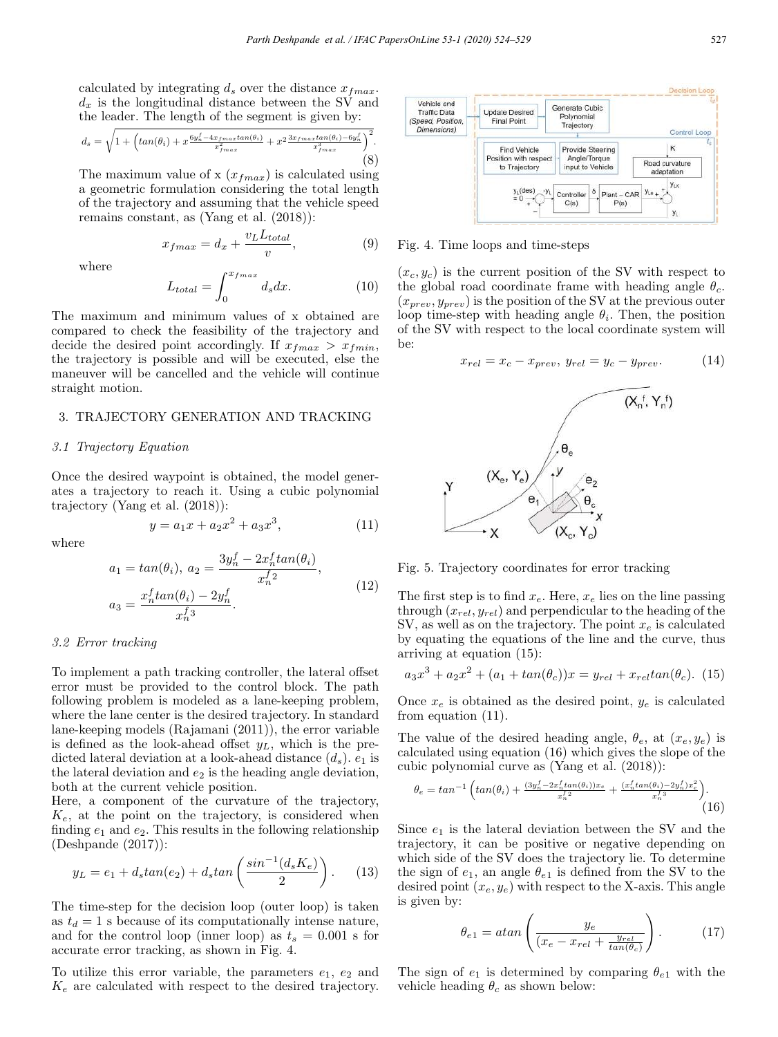calculated by integrating $d_s$ over the distance $x_{fmax}$. $d_x$ is the longitudinal distance between the SV and the leader. The length of the segment is given by:

$$d_s = \sqrt{1 + \left( tan(\theta_i) + x\frac{6y_n^f - 4x_{fmax}tan(\theta_i)}{x_{fmax}^2} + x^2\frac{3x_{fmax}tan(\theta_i) - 6y_n^f}{x_{fmax}^3} \right)^2}. \tag{8}$$

The maximum value of x ($x_{fmax}$) is calculated using a geometric formulation considering the total length of the trajectory and assuming that the vehicle speed remains constant, as (Yang et al. (2018)):

$$x_{fmax} = d_x + \frac{v_L L_{total}}{v}, \tag{9}$$

where

$$L_{total} = \int_0^{x_{fmax}} d_s dx. \tag{10}$$

The maximum and minimum values of x obtained are compared to check the feasibility of the trajectory and decide the desired point accordingly. If $x_{fmax} > x_{fmin}$, the trajectory is possible and will be executed, else the maneuver will be cancelled and the vehicle will continue straight motion.

## 3. TRAJECTORY GENERATION AND TRACKING

### *3.1 Trajectory Equation*

Once the desired waypoint is obtained, the model generates a trajectory to reach it. Using a cubic polynomial trajectory (Yang et al. (2018)):

$$y = a_1 x + a_2 x^2 + a_3 x^3, \tag{11}$$

where

$$a_1 = tan(\theta_i),\ a_2 = \frac{3y_n^f - 2x_n^f tan(\theta_i)}{x_n^{f\,2}}, \quad a_3 = \frac{x_n^f tan(\theta_i) - 2y_n^f}{x_n^{f\,3}}. \tag{12}$$

### *3.2 Error tracking*

To implement a path tracking controller, the lateral offset error must be provided to the control block. The path following problem is modeled as a lane-keeping problem, where the lane center is the desired trajectory. In standard lane-keeping models (Rajamani (2011)), the error variable is defined as the look-ahead offset $y_L$, which is the predicted lateral deviation at a look-ahead distance ($d_s$). $e_1$ is the lateral deviation and $e_2$ is the heading angle deviation, both at the current vehicle position.

Here, a component of the curvature of the trajectory, $K_e$, at the point on the trajectory, is considered when finding $e_1$ and $e_2$. This results in the following relationship (Deshpande (2017)):

$$y_L = e_1 + d_s tan(e_2) + d_s tan\left(\frac{sin^{-1}(d_s K_e)}{2}\right). \tag{13}$$

The time-step for the decision loop (outer loop) is taken as $t_d = 1$ s because of its computationally intense nature, and for the control loop (inner loop) as $t_s = 0.001$ s for accurate error tracking, as shown in Fig. 4.

To utilize this error variable, the parameters $e_1$, $e_2$ and $K_e$ are calculated with respect to the desired trajectory.

Fig. 4. Time loops and time-steps

$(x_c, y_c)$ is the current position of the SV with respect to the global road coordinate frame with heading angle $\theta_c$. $(x_{prev}, y_{prev})$ is the position of the SV at the previous outer loop time-step with heading angle $\theta_i$. Then, the position of the SV with respect to the local coordinate system will be:

$$x_{rel} = x_c - x_{prev},\ y_{rel} = y_c - y_{prev}. \tag{14}$$

Fig. 5. Trajectory coordinates for error tracking

The first step is to find $x_e$. Here, $x_e$ lies on the line passing through $(x_{rel}, y_{rel})$ and perpendicular to the heading of the SV, as well as on the trajectory. The point $x_e$ is calculated by equating the equations of the line and the curve, thus arriving at equation (15):

$$a_3 x^3 + a_2 x^2 + (a_1 + tan(\theta_c))x = y_{rel} + x_{rel} tan(\theta_c). \tag{15}$$

Once $x_e$ is obtained as the desired point, $y_e$ is calculated from equation (11).

The value of the desired heading angle, $\theta_e$, at $(x_e, y_e)$ is calculated using equation (16) which gives the slope of the cubic polynomial curve as (Yang et al. (2018)):

$$\theta_e = tan^{-1}\left( tan(\theta_i) + \frac{(3y_n^f - 2x_n^f tan(\theta_i))x_e}{x_n^{f\,2}} + \frac{(x_n^f tan(\theta_i) - 2y_n^f)x_e^2}{x_n^{f\,3}} \right). \tag{16}$$

Since $e_1$ is the lateral deviation between the SV and the trajectory, it can be positive or negative depending on which side of the SV does the trajectory lie. To determine the sign of $e_1$, an angle $\theta_{e1}$ is defined from the SV to the desired point $(x_e, y_e)$ with respect to the X-axis. This angle is given by:

$$\theta_{e1} = atan\left( \frac{y_e}{(x_e - x_{rel} + \frac{y_{rel}}{tan(\theta_c)}} \right). \tag{17}$$

The sign of $e_1$ is determined by comparing $\theta_{e1}$ with the vehicle heading $\theta_c$ as shown below: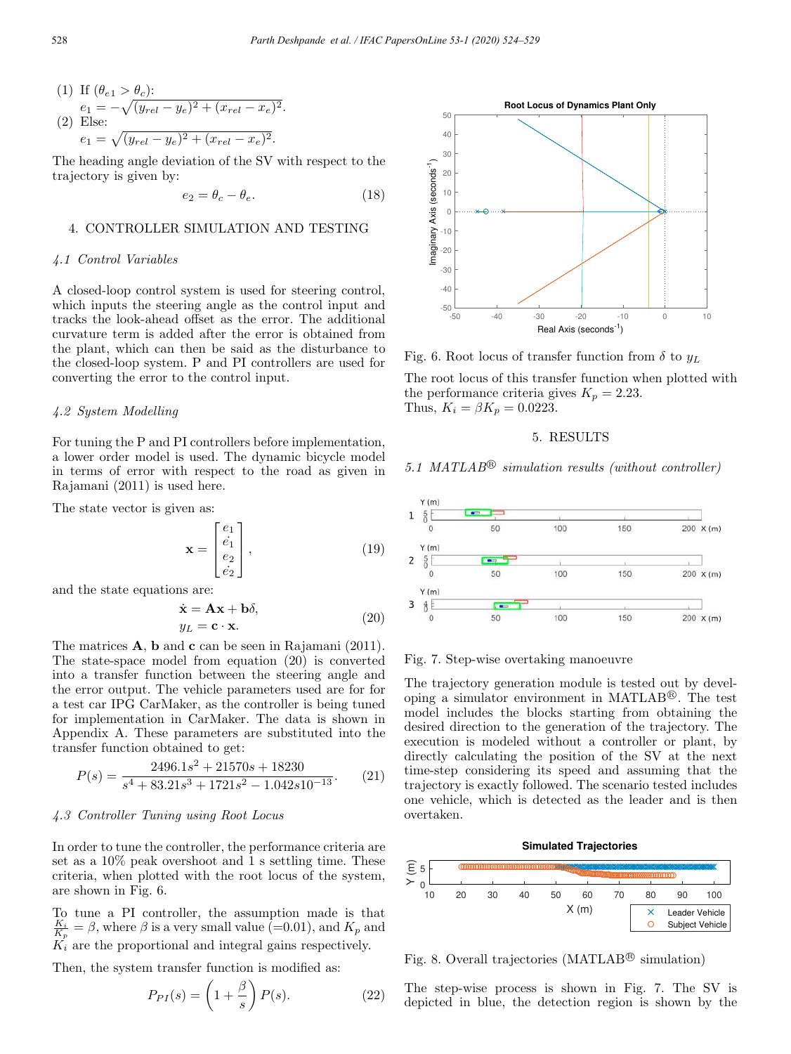(1) If ($\theta_{e1} > \theta_c$):
$e_1 = -\sqrt{(y_{rel} - y_e)^2 + (x_{rel} - x_e)^2}$.
(2) Else:
$e_1 = \sqrt{(y_{rel} - y_e)^2 + (x_{rel} - x_e)^2}$.

The heading angle deviation of the SV with respect to the trajectory is given by:

$$e_2 = \theta_c - \theta_e. \tag{18}$$

## 4. CONTROLLER SIMULATION AND TESTING

### 4.1 Control Variables

A closed-loop control system is used for steering control, which inputs the steering angle as the control input and tracks the look-ahead offset as the error. The additional curvature term is added after the error is obtained from the plant, which can then be said as the disturbance to the closed-loop system. P and PI controllers are used for converting the error to the control input.

### 4.2 System Modelling

For tuning the P and PI controllers before implementation, a lower order model is used. The dynamic bicycle model in terms of error with respect to the road as given in Rajamani (2011) is used here.

The state vector is given as:

$$\mathbf{x} = \begin{bmatrix} e_1 \\ \dot{e_1} \\ e_2 \\ \dot{e_2} \end{bmatrix}, \tag{19}$$

and the state equations are:

$$\begin{aligned} \dot{\mathbf{x}} &= \mathbf{A}\mathbf{x} + \mathbf{b}\delta, \\ y_L &= \mathbf{c} \cdot \mathbf{x}. \end{aligned} \tag{20}$$

The matrices $\mathbf{A}$, $\mathbf{b}$ and $\mathbf{c}$ can be seen in Rajamani (2011). The state-space model from equation (20) is converted into a transfer function between the steering angle and the error output. The vehicle parameters used are for for a test car IPG CarMaker, as the controller is being tuned for implementation in CarMaker. The data is shown in Appendix A. These parameters are substituted into the transfer function obtained to get:

$$P(s) = \frac{2496.1s^2 + 21570s + 18230}{s^4 + 83.21s^3 + 1721s^2 - 1.042s10^{-13}}. \tag{21}$$

### 4.3 Controller Tuning using Root Locus

In order to tune the controller, the performance criteria are set as a 10% peak overshoot and 1 s settling time. These criteria, when plotted with the root locus of the system, are shown in Fig. 6.

To tune a PI controller, the assumption made is that $\frac{K_i}{K_p} = \beta$, where $\beta$ is a very small value (=0.01), and $K_p$ and $K_i$ are the proportional and integral gains respectively.

Then, the system transfer function is modified as:

$$P_{PI}(s) = \left(1 + \frac{\beta}{s}\right) P(s). \tag{22}$$

Fig. 6. Root locus of transfer function from $\delta$ to $y_L$

The root locus of this transfer function when plotted with the performance criteria gives $K_p = 2.23$.
Thus, $K_i = \beta K_p = 0.0223$.

## 5. RESULTS

### 5.1 MATLAB® simulation results (without controller)

Fig. 7. Step-wise overtaking manoeuvre

The trajectory generation module is tested out by developing a simulator environment in MATLAB®. The test model includes the blocks starting from obtaining the desired direction to the generation of the trajectory. The execution is modeled without a controller or plant, by directly calculating the position of the SV at the next time-step considering its speed and assuming that the trajectory is exactly followed. The scenario tested includes one vehicle, which is detected as the leader and is then overtaken.

Fig. 8. Overall trajectories (MATLAB® simulation)

The step-wise process is shown in Fig. 7. The SV is depicted in blue, the detection region is shown by the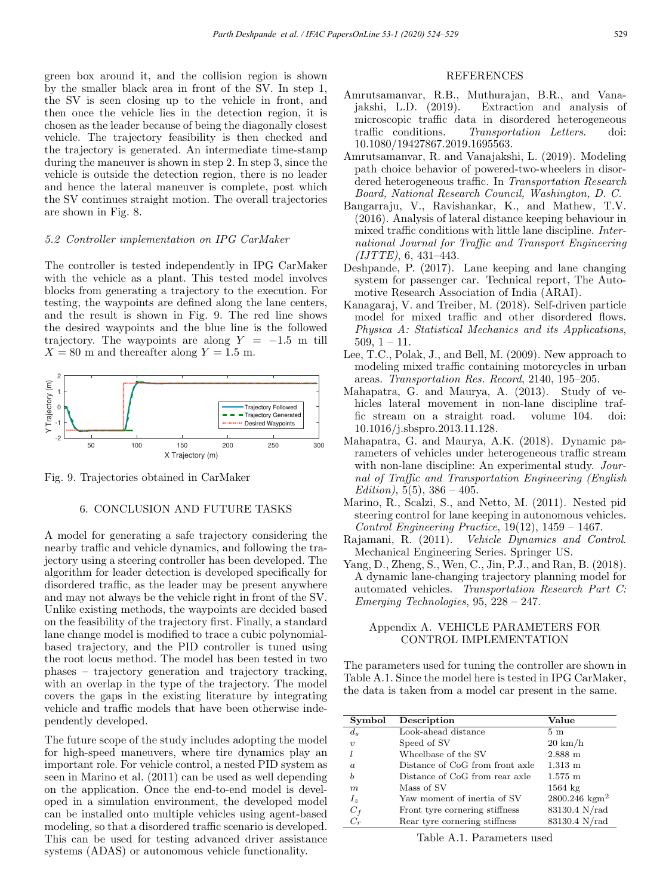green box around it, and the collision region is shown by the smaller black area in front of the SV. In step 1, the SV is seen closing up to the vehicle in front, and then once the vehicle lies in the detection region, it is chosen as the leader because of being the diagonally closest vehicle. The trajectory feasibility is then checked and the trajectory is generated. An intermediate time-stamp during the maneuver is shown in step 2. In step 3, since the vehicle is outside the detection region, there is no leader and hence the lateral maneuver is complete, post which the SV continues straight motion. The overall trajectories are shown in Fig. 8.

### *5.2 Controller implementation on IPG CarMaker*

The controller is tested independently in IPG CarMaker with the vehicle as a plant. This tested model involves blocks from generating a trajectory to the execution. For testing, the waypoints are defined along the lane centers, and the result is shown in Fig. 9. The red line shows the desired waypoints and the blue line is the followed trajectory. The waypoints are along $Y = -1.5$ m till $X = 80$ m and thereafter along $Y = 1.5$ m.

Y Trajectory (m)
2
1
0
-1
-2
50
100
150
200
250
300
X Trajectory (m)
Trajectory Followed
Trajectory Generated
Desired Waypoints

Fig. 9. Trajectories obtained in CarMaker

## 6. CONCLUSION AND FUTURE TASKS

A model for generating a safe trajectory considering the nearby traffic and vehicle dynamics, and following the trajectory using a steering controller has been developed. The algorithm for leader detection is developed specifically for disordered traffic, as the leader may be present anywhere and may not always be the vehicle right in front of the SV. Unlike existing methods, the waypoints are decided based on the feasibility of the trajectory first. Finally, a standard lane change model is modified to trace a cubic polynomial-based trajectory, and the PID controller is tuned using the root locus method. The model has been tested in two phases – trajectory generation and trajectory tracking, with an overlap in the type of the trajectory. The model covers the gaps in the existing literature by integrating vehicle and traffic models that have been otherwise independently developed.

The future scope of the study includes adopting the model for high-speed maneuvers, where tire dynamics play an important role. For vehicle control, a nested PID system as seen in Marino et al. (2011) can be used as well depending on the application. Once the end-to-end model is developed in a simulation environment, the developed model can be installed onto multiple vehicles using agent-based modeling, so that a disordered traffic scenario is developed. This can be used for testing advanced driver assistance systems (ADAS) or autonomous vehicle functionality.

## REFERENCES

Amrutsamanvar, R.B., Muthurajan, B.R., and Vanajakshi, L.D. (2019). Extraction and analysis of microscopic traffic data in disordered heterogeneous traffic conditions. *Transportation Letters*. doi: 10.1080/19427867.2019.1695563.

Amrutsamanvar, R. and Vanajakshi, L. (2019). Modeling path choice behavior of powered-two-wheelers in disordered heterogeneous traffic. In *Transportation Research Board, National Research Council, Washington, D. C.*

Bangarraju, V., Ravishankar, K., and Mathew, T.V. (2016). Analysis of lateral distance keeping behaviour in mixed traffic conditions with little lane discipline. *International Journal for Traffic and Transport Engineering (IJTTE)*, 6, 431–443.

Deshpande, P. (2017). Lane keeping and lane changing system for passenger car. Technical report, The Automotive Research Association of India (ARAI).

Kanagaraj, V. and Treiber, M. (2018). Self-driven particle model for mixed traffic and other disordered flows. *Physica A: Statistical Mechanics and its Applications*, 509, 1 – 11.

Lee, T.C., Polak, J., and Bell, M. (2009). New approach to modeling mixed traffic containing motorcycles in urban areas. *Transportation Res. Record*, 2140, 195–205.

Mahapatra, G. and Maurya, A. (2013). Study of vehicles lateral movement in non-lane discipline traffic stream on a straight road. volume 104. doi: 10.1016/j.sbspro.2013.11.128.

Mahapatra, G. and Maurya, A.K. (2018). Dynamic parameters of vehicles under heterogeneous traffic stream with non-lane discipline: An experimental study. *Journal of Traffic and Transportation Engineering (English Edition)*, 5(5), 386 – 405.

Marino, R., Scalzi, S., and Netto, M. (2011). Nested pid steering control for lane keeping in autonomous vehicles. *Control Engineering Practice*, 19(12), 1459 – 1467.

Rajamani, R. (2011). *Vehicle Dynamics and Control*. Mechanical Engineering Series. Springer US.

Yang, D., Zheng, S., Wen, C., Jin, P.J., and Ran, B. (2018). A dynamic lane-changing trajectory planning model for automated vehicles. *Transportation Research Part C: Emerging Technologies*, 95, 228 – 247.

## Appendix A. VEHICLE PARAMETERS FOR CONTROL IMPLEMENTATION

The parameters used for tuning the controller are shown in Table A.1. Since the model here is tested in IPG CarMaker, the data is taken from a model car present in the same.

| Symbol | Description | Value |
|---|---|---|
| $d_s$ | Look-ahead distance | 5 m |
| $v$ | Speed of SV | 20 km/h |
| $l$ | Wheelbase of the SV | 2.888 m |
| $a$ | Distance of CoG from front axle | 1.313 m |
| $b$ | Distance of CoG from rear axle | 1.575 m |
| $m$ | Mass of SV | 1564 kg |
| $I_z$ | Yaw moment of inertia of SV | 2800.246 kgm$^2$ |
| $C_f$ | Front tyre cornering stiffness | 83130.4 N/rad |
| $C_r$ | Rear tyre cornering stiffness | 83130.4 N/rad |

Table A.1. Parameters used